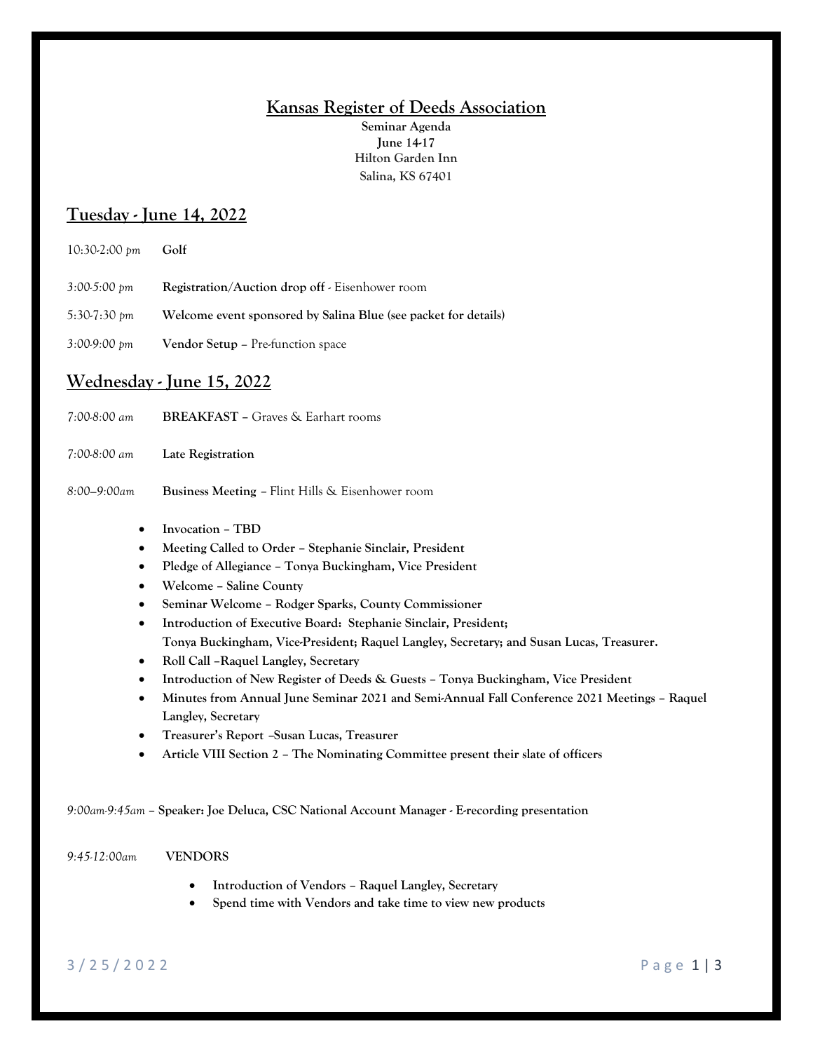# Kansas Register of Deeds Association

**Seminar Agenda**
**June 14-17**
**Hilton Garden Inn**
**Salina, KS 67401**

## Tuesday - June 14, 2022

*10:30-2:00 pm* **Golf**

*3:00-5:00 pm* **Registration/Auction drop off** - Eisenhower room

*5:30-7:30 pm* **Welcome event sponsored by Salina Blue (see packet for details)**

*3:00-9:00 pm* **Vendor Setup** – Pre-function space

## Wednesday - June 15, 2022

*7:00-8:00 am* **BREAKFAST** – Graves & Earhart rooms

*7:00-8:00 am* **Late Registration**

*8:00–9:00am* **Business Meeting** – Flint Hills & Eisenhower room

- **Invocation – TBD**
- **Meeting Called to Order – Stephanie Sinclair, President**
- **Pledge of Allegiance – Tonya Buckingham, Vice President**
- **Welcome – Saline County**
- **Seminar Welcome – Rodger Sparks, County Commissioner**
- **Introduction of Executive Board: Stephanie Sinclair, President; Tonya Buckingham, Vice-President; Raquel Langley, Secretary; and Susan Lucas, Treasurer.**
- **Roll Call –Raquel Langley, Secretary**
- **Introduction of New Register of Deeds & Guests – Tonya Buckingham, Vice President**
- **Minutes from Annual June Seminar 2021 and Semi-Annual Fall Conference 2021 Meetings – Raquel Langley, Secretary**
- **Treasurer's Report –Susan Lucas, Treasurer**
- **Article VIII Section 2 – The Nominating Committee present their slate of officers**

*9:00am-9:45am* – **Speaker: Joe Deluca, CSC National Account Manager - E-recording presentation**

*9:45-12:00am* **VENDORS**

- **Introduction of Vendors – Raquel Langley, Secretary**
- **Spend time with Vendors and take time to view new products**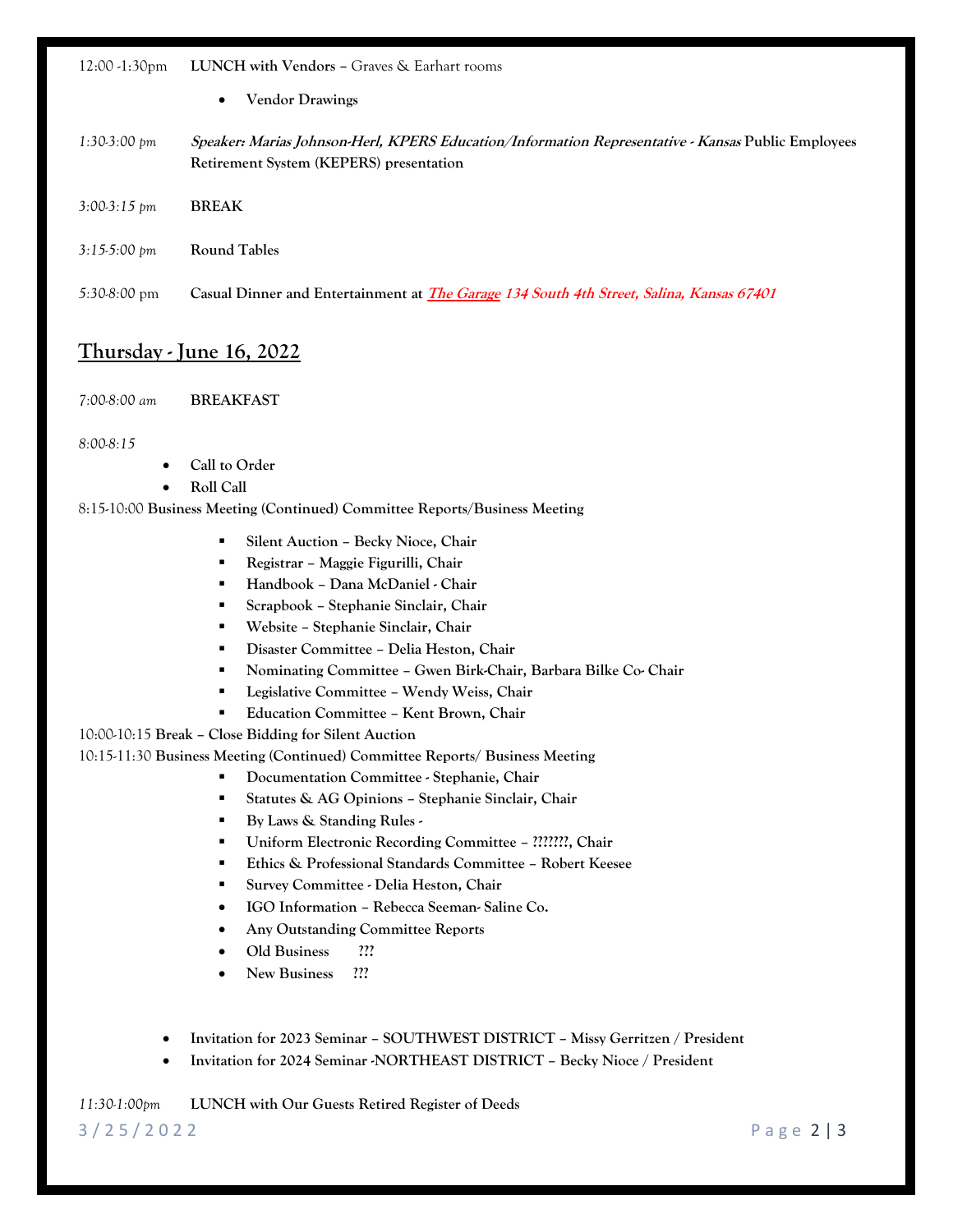12:00 -1:30pm **LUNCH with Vendors** – Graves & Earhart rooms

- **Vendor Drawings**

*1:30-3:00 pm* ***Speaker: Marias Johnson-Herl, KPERS Education/Information Representative - Kansas*** **Public Employees Retirement System (KEPERS) presentation**

*3:00-3:15 pm* **BREAK**

*3:15-5:00 pm* **Round Tables**

5:30-8:00 pm **Casual Dinner and Entertainment at** ***The Garage 134 South 4th Street, Salina, Kansas 67401***

## Thursday - June 16, 2022

*7:00-8:00 am* **BREAKFAST**

*8:00-8:15*

- **Call to Order**
- **Roll Call**

8:15-10:00 **Business Meeting (Continued) Committee Reports/Business Meeting**

- **Silent Auction – Becky Nioce, Chair**
- **Registrar – Maggie Figurilli, Chair**
- **Handbook – Dana McDaniel - Chair**
- **Scrapbook – Stephanie Sinclair, Chair**
- **Website – Stephanie Sinclair, Chair**
- **Disaster Committee – Delia Heston, Chair**
- **Nominating Committee – Gwen Birk-Chair, Barbara Bilke Co- Chair**
- **Legislative Committee – Wendy Weiss, Chair**
- **Education Committee – Kent Brown, Chair**

10:00-10:15 **Break – Close Bidding for Silent Auction**

10:15-11:30 **Business Meeting (Continued) Committee Reports/ Business Meeting**

- **Documentation Committee - Stephanie, Chair**
- **Statutes & AG Opinions – Stephanie Sinclair, Chair**
- **By Laws & Standing Rules -**
- **Uniform Electronic Recording Committee – ???????, Chair**
- **Ethics & Professional Standards Committee – Robert Keesee**
- **Survey Committee - Delia Heston, Chair**
- **IGO Information – Rebecca Seeman- Saline Co.**
- **Any Outstanding Committee Reports**
- **Old Business ???**
- **New Business ???**

- **Invitation for 2023 Seminar – SOUTHWEST DISTRICT – Missy Gerritzen / President**
- **Invitation for 2024 Seminar -NORTHEAST DISTRICT – Becky Nioce / President**

*11:30-1:00pm* **LUNCH with Our Guests Retired Register of Deeds**

3/25/2022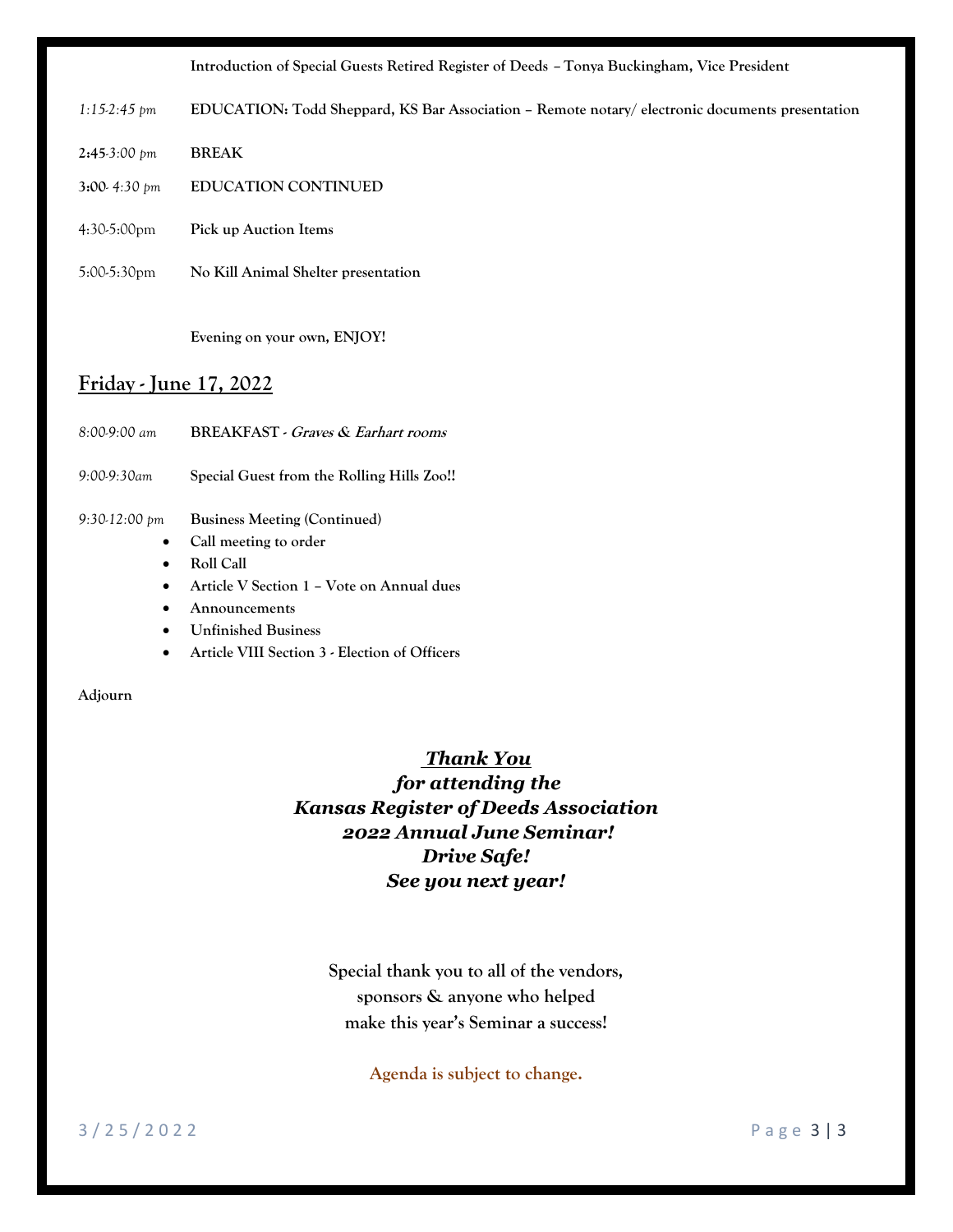**Introduction of Special Guests Retired Register of Deeds – Tonya Buckingham, Vice President**

*1:15-2:45 pm* **EDUCATION: Todd Sheppard, KS Bar Association – Remote notary/ electronic documents presentation**

**2:45**-*3:00 pm* **BREAK**

**3:00**- *4:30 pm* **EDUCATION CONTINUED**

4:30-5:00pm **Pick up Auction Items**

5:00-5:30pm **No Kill Animal Shelter presentation**

**Evening on your own, ENJOY!**

## Friday - June 17, 2022

*8:00-9:00 am* **BREAKFAST -** ***Graves*** **&** ***Earhart rooms***

*9:00-9:30am* **Special Guest from the Rolling Hills Zoo!!**

*9:30-12:00 pm* **Business Meeting (Continued)**

- **Call meeting to order**
- **Roll Call**
- **Article V Section 1 – Vote on Annual dues**
- **Announcements**
- **Unfinished Business**
- **Article VIII Section 3 - Election of Officers**

**Adjourn**

***Thank You***
***for attending the***
***Kansas Register of Deeds Association***
***2022 Annual June Seminar!***
***Drive Safe!***
***See you next year!***

**Special thank you to all of the vendors,**
**sponsors & anyone who helped**
**make this year's Seminar a success!**

**Agenda is subject to change.**

3/25/2022